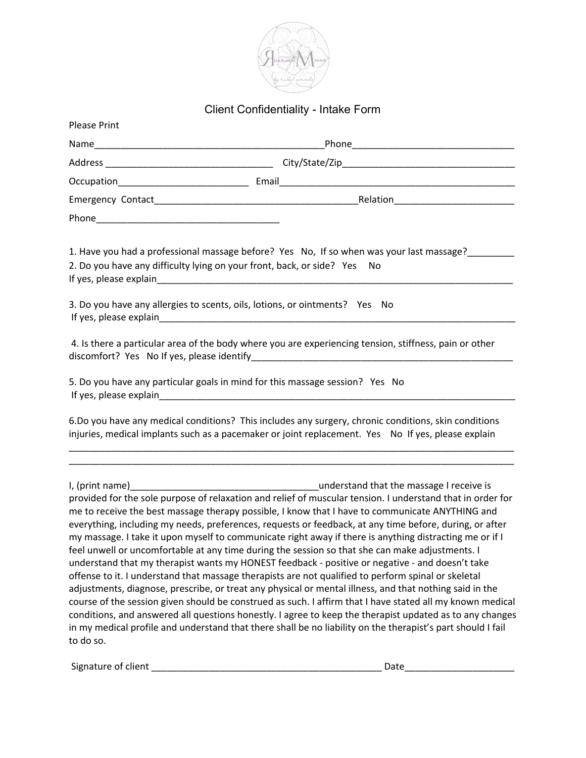# Client Confidentiality - Intake Form

Please Print

Name_____________________________________________Phone_______________________________

Address ________________________________ City/State/Zip_________________________________

Occupation_________________________ Email______________________________________________

Emergency Contact_______________________________________Relation______________________

Phone___________________________________

1. Have you had a professional massage before? Yes No, If so when was your last massage?_________
2. Do you have any difficulty lying on your front, back, or side? Yes No
If yes, please explain_________________________________________________________________________

3. Do you have any allergies to scents, oils, lotions, or ointments? Yes No
If yes, please explain_________________________________________________________________________

4. Is there a particular area of the body where you are experiencing tension, stiffness, pain or other discomfort? Yes No If yes, please identify____________________________________________________

5. Do you have any particular goals in mind for this massage session? Yes No
If yes, please explain_________________________________________________________________________

6. Do you have any medical conditions? This includes any surgery, chronic conditions, skin conditions injuries, medical implants such as a pacemaker or joint replacement. Yes No If yes, please explain
_____________________________________________________________________________________________
_____________________________________________________________________________________________

I, (print name)_____________________________________understand that the massage I receive is provided for the sole purpose of relaxation and relief of muscular tension. I understand that in order for me to receive the best massage therapy possible, I know that I have to communicate ANYTHING and everything, including my needs, preferences, requests or feedback, at any time before, during, or after my massage. I take it upon myself to communicate right away if there is anything distracting me or if I feel unwell or uncomfortable at any time during the session so that she can make adjustments. I understand that my therapist wants my HONEST feedback - positive or negative - and doesn't take offense to it. I understand that massage therapists are not qualified to perform spinal or skeletal adjustments, diagnose, prescribe, or treat any physical or mental illness, and that nothing said in the course of the session given should be construed as such. I affirm that I have stated all my known medical conditions, and answered all questions honestly. I agree to keep the therapist updated as to any changes in my medical profile and understand that there shall be no liability on the therapist's part should I fail to do so.

Signature of client _____________________________________________ Date_____________________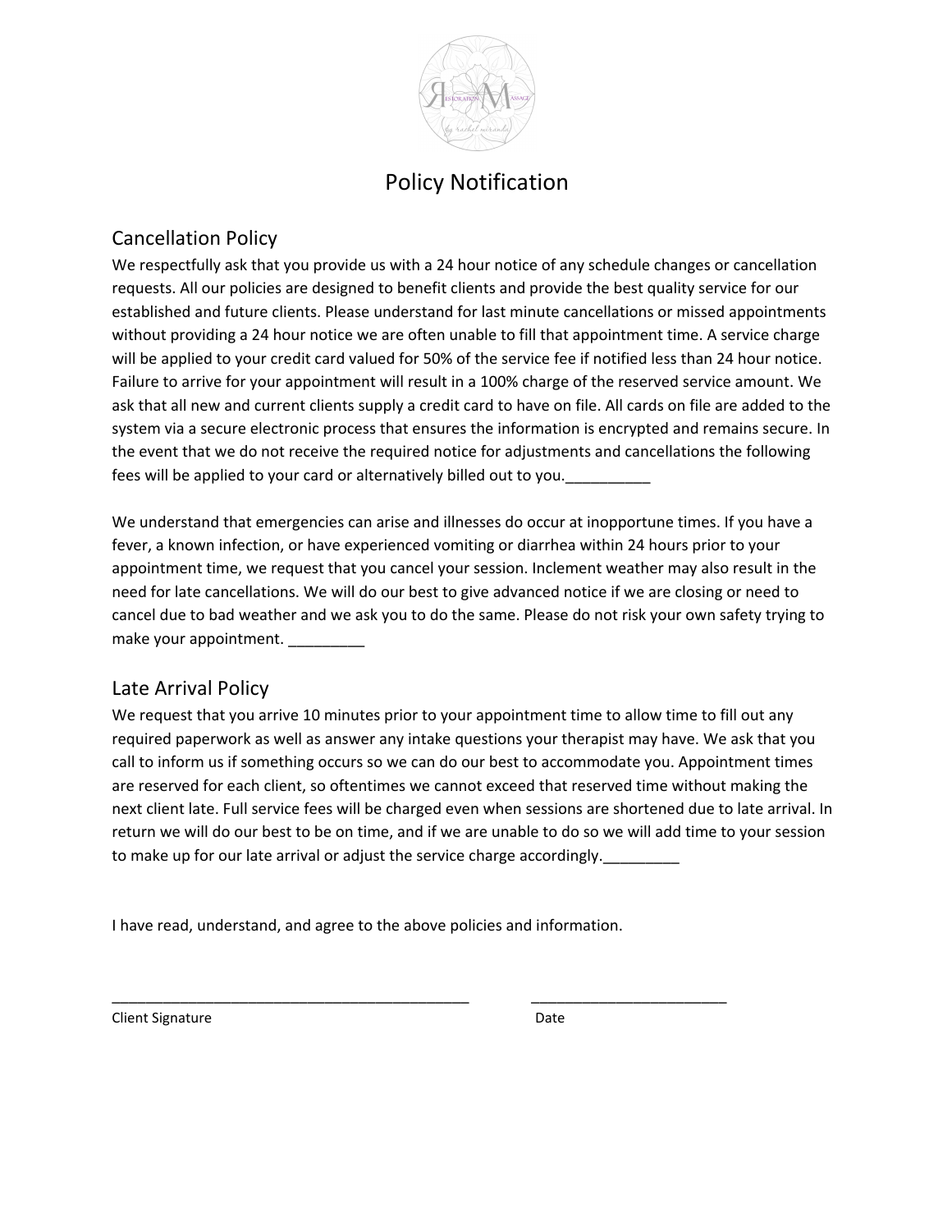# Policy Notification

## Cancellation Policy

We respectfully ask that you provide us with a 24 hour notice of any schedule changes or cancellation requests. All our policies are designed to benefit clients and provide the best quality service for our established and future clients. Please understand for last minute cancellations or missed appointments without providing a 24 hour notice we are often unable to fill that appointment time. A service charge will be applied to your credit card valued for 50% of the service fee if notified less than 24 hour notice. Failure to arrive for your appointment will result in a 100% charge of the reserved service amount. We ask that all new and current clients supply a credit card to have on file. All cards on file are added to the system via a secure electronic process that ensures the information is encrypted and remains secure. In the event that we do not receive the required notice for adjustments and cancellations the following fees will be applied to your card or alternatively billed out to you.__________

We understand that emergencies can arise and illnesses do occur at inopportune times. If you have a fever, a known infection, or have experienced vomiting or diarrhea within 24 hours prior to your appointment time, we request that you cancel your session. Inclement weather may also result in the need for late cancellations. We will do our best to give advanced notice if we are closing or need to cancel due to bad weather and we ask you to do the same. Please do not risk your own safety trying to make your appointment. _________

## Late Arrival Policy

We request that you arrive 10 minutes prior to your appointment time to allow time to fill out any required paperwork as well as answer any intake questions your therapist may have. We ask that you call to inform us if something occurs so we can do our best to accommodate you. Appointment times are reserved for each client, so oftentimes we cannot exceed that reserved time without making the next client late. Full service fees will be charged even when sessions are shortened due to late arrival. In return we will do our best to be on time, and if we are unable to do so we will add time to your session to make up for our late arrival or adjust the service charge accordingly._________

I have read, understand, and agree to the above policies and information.

_____________________________________________ _________________________

Client Signature Date